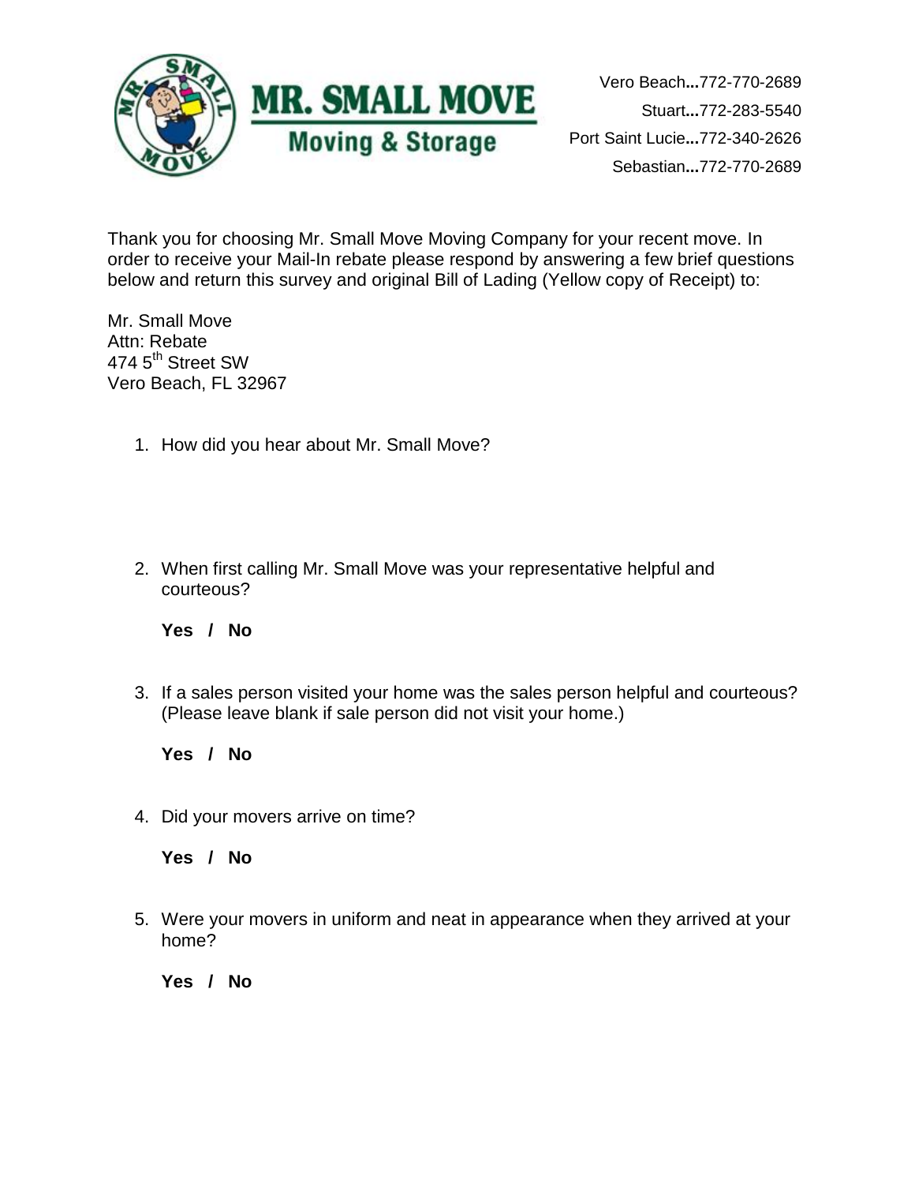# MR. SMALL MOVE

## Moving & Storage

Vero Beach**...**772-770-2689

Stuart**...**772-283-5540

Port Saint Lucie**...**772-340-2626

Sebastian**...**772-770-2689

Thank you for choosing Mr. Small Move Moving Company for your recent move. In order to receive your Mail-In rebate please respond by answering a few brief questions below and return this survey and original Bill of Lading (Yellow copy of Receipt) to:

Mr. Small Move
Attn: Rebate
474 5th Street SW
Vero Beach, FL 32967

1. How did you hear about Mr. Small Move?

2. When first calling Mr. Small Move was your representative helpful and courteous?

   **Yes / No**

3. If a sales person visited your home was the sales person helpful and courteous? (Please leave blank if sale person did not visit your home.)

   **Yes / No**

4. Did your movers arrive on time?

   **Yes / No**

5. Were your movers in uniform and neat in appearance when they arrived at your home?

   **Yes / No**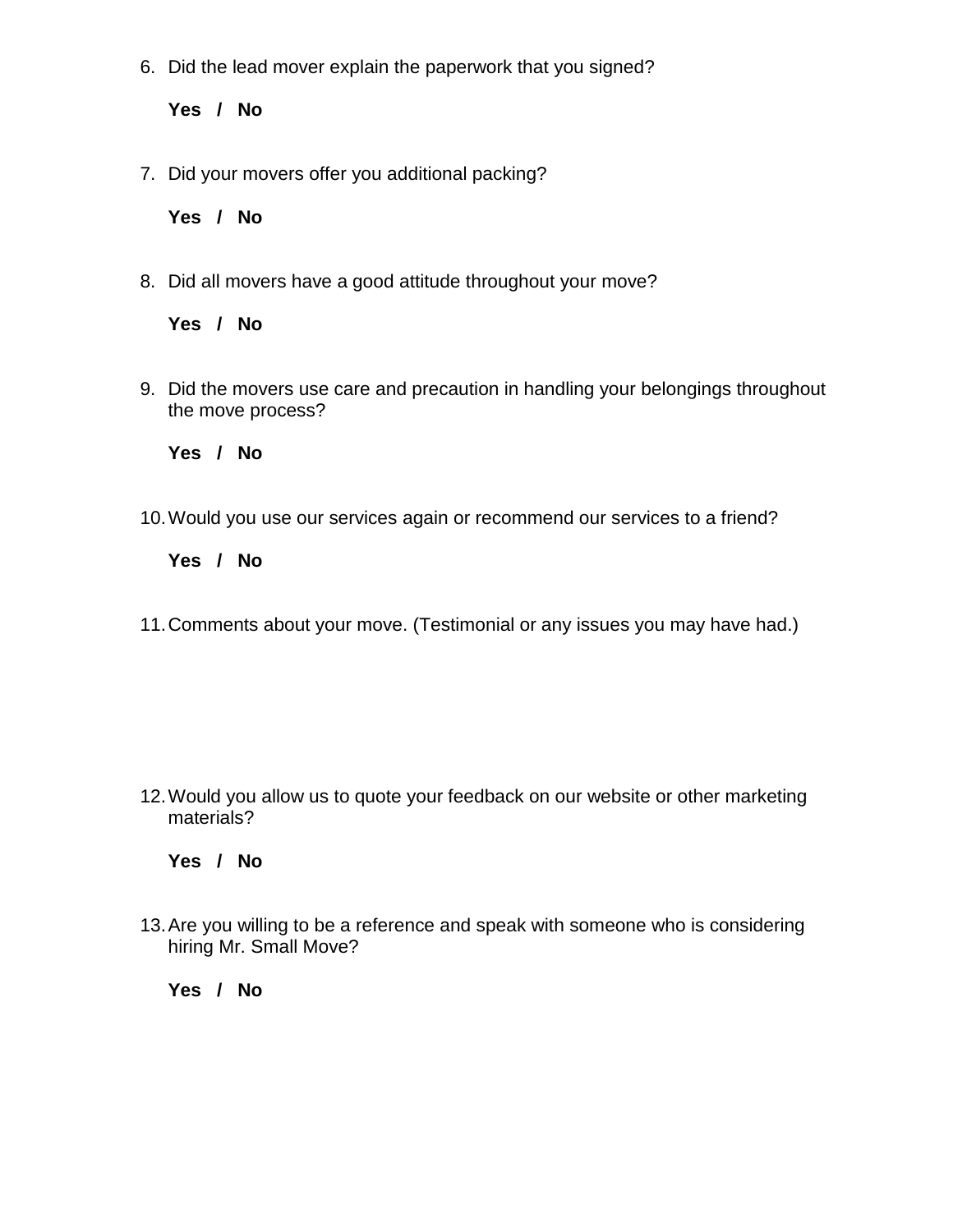6. Did the lead mover explain the paperwork that you signed?

   **Yes / No**

7. Did your movers offer you additional packing?

   **Yes / No**

8. Did all movers have a good attitude throughout your move?

   **Yes / No**

9. Did the movers use care and precaution in handling your belongings throughout the move process?

   **Yes / No**

10. Would you use our services again or recommend our services to a friend?

    **Yes / No**

11. Comments about your move. (Testimonial or any issues you may have had.)

12. Would you allow us to quote your feedback on our website or other marketing materials?

    **Yes / No**

13. Are you willing to be a reference and speak with someone who is considering hiring Mr. Small Move?

    **Yes / No**